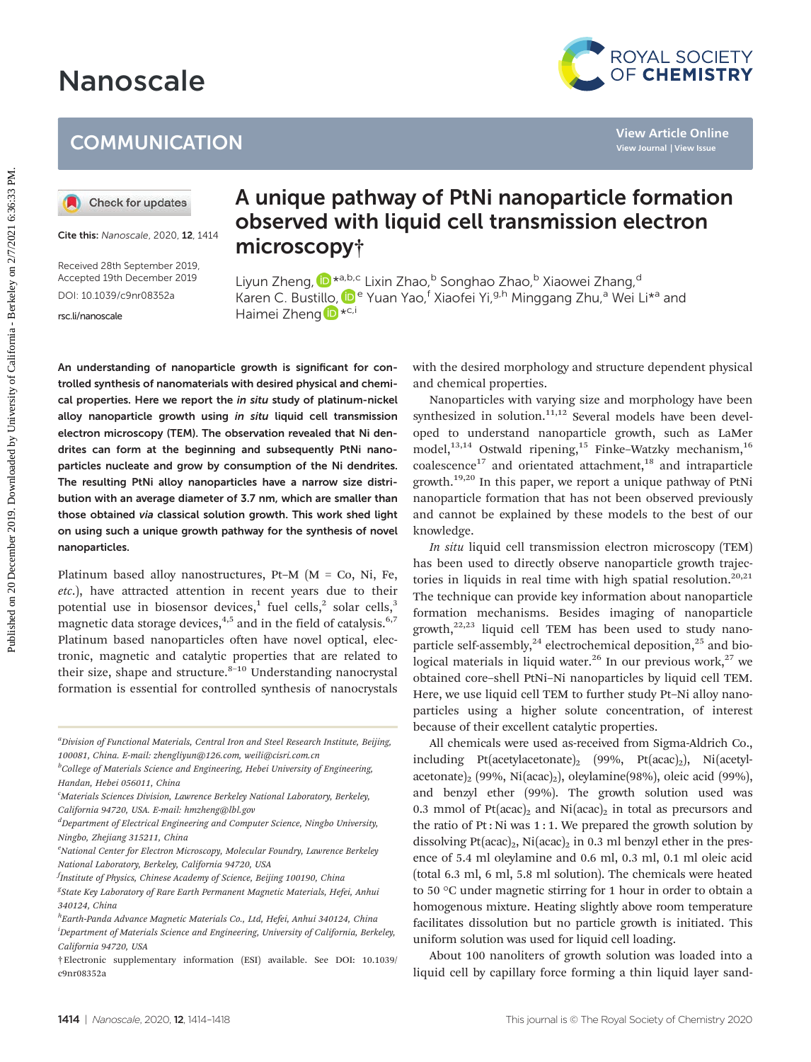# COMMUNICATION

Cite this: *Nanoscale*, 2020, **12**, 1414

Received 28th September 2019, Accepted 19th December 2019

DOI: 10.1039/c9nr08352a

rsc.li/nanoscale

# A unique pathway of PtNi nanoparticle formation observed with liquid cell transmission electron microscopy†

Liyun Zheng, *[a,b,c] Lixin Zhao,[b] Songhao Zhao,[b] Xiaowei Zhang,[d] Karen C. Bustillo,[e] Yuan Yao,[f] Xiaofei Yi,[g,h] Minggang Zhu,[a] Wei Li*[a] and Haimei Zheng *[c,i]

**An understanding of nanoparticle growth is significant for controlled synthesis of nanomaterials with desired physical and chemical properties. Here we report the *in situ* study of platinum-nickel alloy nanoparticle growth using *in situ* liquid cell transmission electron microscopy (TEM). The observation revealed that Ni dendrites can form at the beginning and subsequently PtNi nanoparticles nucleate and grow by consumption of the Ni dendrites. The resulting PtNi alloy nanoparticles have a narrow size distribution with an average diameter of 3.7 nm, which are smaller than those obtained *via* classical solution growth. This work shed light on using such a unique growth pathway for the synthesis of novel nanoparticles.**

Platinum based alloy nanostructures, Pt–M (M = Co, Ni, Fe, *etc.*), have attracted attention in recent years due to their potential use in biosensor devices,[1] fuel cells,[2] solar cells,[3] magnetic data storage devices,[4,5] and in the field of catalysis.[6,7] Platinum based nanoparticles often have novel optical, electronic, magnetic and catalytic properties that are related to their size, shape and structure.[8–10] Understanding nanocrystal formation is essential for controlled synthesis of nanocrystals with the desired morphology and structure dependent physical and chemical properties.

Nanoparticles with varying size and morphology have been synthesized in solution.[11,12] Several models have been developed to understand nanoparticle growth, such as LaMer model,[13,14] Ostwald ripening,[15] Finke–Watzky mechanism,[16] coalescence[17] and orientated attachment,[18] and intraparticle growth.[19,20] In this paper, we report a unique pathway of PtNi nanoparticle formation that has not been observed previously and cannot be explained by these models to the best of our knowledge.

*In situ* liquid cell transmission electron microscopy (TEM) has been used to directly observe nanoparticle growth trajectories in liquids in real time with high spatial resolution.[20,21] The technique can provide key information about nanoparticle formation mechanisms. Besides imaging of nanoparticle growth,[22,23] liquid cell TEM has been used to study nanoparticle self-assembly,[24] electrochemical deposition,[25] and biological materials in liquid water.[26] In our previous work,[27] we obtained core–shell PtNi–Ni nanoparticles by liquid cell TEM. Here, we use liquid cell TEM to further study Pt–Ni alloy nanoparticles using a higher solute concentration, of interest because of their excellent catalytic properties.

All chemicals were used as-received from Sigma-Aldrich Co., including Pt(acetylacetonate)$_2$ (99%, Pt(acac)$_2$), Ni(acetylacetonate)$_2$ (99%, Ni(acac)$_2$), oleylamine(98%), oleic acid (99%), and benzyl ether (99%). The growth solution used was 0.3 mmol of Pt(acac)$_2$ and Ni(acac)$_2$ in total as precursors and the ratio of Pt : Ni was 1 : 1. We prepared the growth solution by dissolving Pt(acac)$_2$, Ni(acac)$_2$ in 0.3 ml benzyl ether in the presence of 5.4 ml oleylamine and 0.6 ml, 0.3 ml, 0.1 ml oleic acid (total 6.3 ml, 6 ml, 5.8 ml solution). The chemicals were heated to 50 °C under magnetic stirring for 1 hour in order to obtain a homogenous mixture. Heating slightly above room temperature facilitates dissolution but no particle growth is initiated. This uniform solution was used for liquid cell loading.

About 100 nanoliters of growth solution was loaded into a liquid cell by capillary force forming a thin liquid layer sand-

---

[a] Division of Functional Materials, Central Iron and Steel Research Institute, Beijing, 100081, China. E-mail: zhengliyun@126.com, weili@cisri.com.cn

[b] College of Materials Science and Engineering, Hebei University of Engineering, Handan, Hebei 056011, China

[c] Materials Sciences Division, Lawrence Berkeley National Laboratory, Berkeley, California 94720, USA. E-mail: hmzheng@lbl.gov

[d] Department of Electrical Engineering and Computer Science, Ningbo University, Ningbo, Zhejiang 315211, China

[e] National Center for Electron Microscopy, Molecular Foundry, Lawrence Berkeley National Laboratory, Berkeley, California 94720, USA

[f] Institute of Physics, Chinese Academy of Science, Beijing 100190, China

[g] State Key Laboratory of Rare Earth Permanent Magnetic Materials, Hefei, Anhui 340124, China

[h] Earth-Panda Advance Magnetic Materials Co., Ltd, Hefei, Anhui 340124, China

[i] Department of Materials Science and Engineering, University of California, Berkeley, California 94720, USA

† Electronic supplementary information (ESI) available. See DOI: 10.1039/c9nr08352a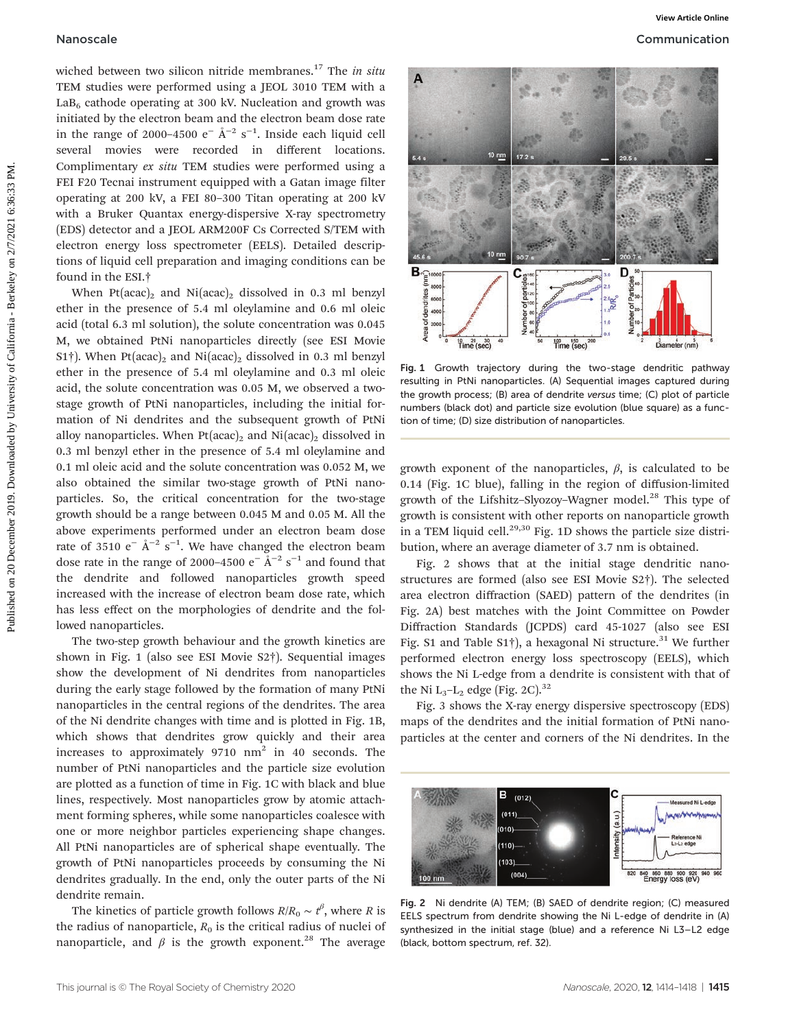wiched between two silicon nitride membranes.[17] The *in situ* TEM studies were performed using a JEOL 3010 TEM with a $LaB_6$ cathode operating at 300 kV. Nucleation and growth was initiated by the electron beam and the electron beam dose rate in the range of 2000–4500 $e^- Å^{-2} s^{-1}$. Inside each liquid cell several movies were recorded in different locations. Complimentary *ex situ* TEM studies were performed using a FEI F20 Tecnai instrument equipped with a Gatan image filter operating at 200 kV, a FEI 80–300 Titan operating at 200 kV with a Bruker Quantax energy-dispersive X-ray spectrometry (EDS) detector and a JEOL ARM200F Cs Corrected S/TEM with electron energy loss spectrometer (EELS). Detailed descriptions of liquid cell preparation and imaging conditions can be found in the ESI.†

When $Pt(acac)_2$ and $Ni(acac)_2$ dissolved in 0.3 ml benzyl ether in the presence of 5.4 ml oleylamine and 0.6 ml oleic acid (total 6.3 ml solution), the solute concentration was 0.045 M, we obtained PtNi nanoparticles directly (see ESI Movie S1†). When $Pt(acac)_2$ and $Ni(acac)_2$ dissolved in 0.3 ml benzyl ether in the presence of 5.4 ml oleylamine and 0.3 ml oleic acid, the solute concentration was 0.05 M, we observed a two-stage growth of PtNi nanoparticles, including the initial formation of Ni dendrites and the subsequent growth of PtNi alloy nanoparticles. When $Pt(acac)_2$ and $Ni(acac)_2$ dissolved in 0.3 ml benzyl ether in the presence of 5.4 ml oleylamine and 0.1 ml oleic acid and the solute concentration was 0.052 M, we also obtained the similar two-stage growth of PtNi nanoparticles. So, the critical concentration for the two-stage growth should be a range between 0.045 M and 0.05 M. All the above experiments performed under an electron beam dose rate of 3510 $e^- Å^{-2} s^{-1}$. We have changed the electron beam dose rate in the range of 2000–4500 $e^- Å^{-2} s^{-1}$ and found that the dendrite and followed nanoparticles growth speed increased with the increase of electron beam dose rate, which has less effect on the morphologies of dendrite and the followed nanoparticles.

The two-step growth behaviour and the growth kinetics are shown in Fig. 1 (also see ESI Movie S2†). Sequential images show the development of Ni dendrites from nanoparticles during the early stage followed by the formation of many PtNi nanoparticles in the central regions of the dendrites. The area of the Ni dendrite changes with time and is plotted in Fig. 1B, which shows that dendrites grow quickly and their area increases to approximately 9710 $nm^2$ in 40 seconds. The number of PtNi nanoparticles and the particle size evolution are plotted as a function of time in Fig. 1C with black and blue lines, respectively. Most nanoparticles grow by atomic attachment forming spheres, while some nanoparticles coalesce with one or more neighbor particles experiencing shape changes. All PtNi nanoparticles are of spherical shape eventually. The growth of PtNi nanoparticles proceeds by consuming the Ni dendrites gradually. In the end, only the outer parts of the Ni dendrite remain.

The kinetics of particle growth follows $R/R_0 \sim t^{\beta}$, where $R$ is the radius of nanoparticle, $R_0$ is the critical radius of nuclei of nanoparticle, and $\beta$ is the growth exponent.[28] The average growth exponent of the nanoparticles, $\beta$, is calculated to be 0.14 (Fig. 1C blue), falling in the region of diffusion-limited growth of the Lifshitz–Slyozoy–Wagner model.[28] This type of growth is consistent with other reports on nanoparticle growth in a TEM liquid cell.[29,30] Fig. 1D shows the particle size distribution, where an average diameter of 3.7 nm is obtained.

Fig. 1 Growth trajectory during the two-stage dendritic pathway resulting in PtNi nanoparticles. (A) Sequential images captured during the growth process; (B) area of dendrite *versus* time; (C) plot of particle numbers (black dot) and particle size evolution (blue square) as a function of time; (D) size distribution of nanoparticles.

Fig. 2 shows that at the initial stage dendritic nanostructures are formed (also see ESI Movie S2†). The selected area electron diffraction (SAED) pattern of the dendrites (in Fig. 2A) best matches with the Joint Committee on Powder Diffraction Standards (JCPDS) card 45-1027 (also see ESI Fig. S1 and Table S1†), a hexagonal Ni structure.[31] We further performed electron energy loss spectroscopy (EELS), which shows the Ni L-edge from a dendrite is consistent with that of the Ni $L_3$–$L_2$ edge (Fig. 2C).[32]

Fig. 3 shows the X-ray energy dispersive spectroscopy (EDS) maps of the dendrites and the initial formation of PtNi nanoparticles at the center and corners of the Ni dendrites. In the

Fig. 2 Ni dendrite (A) TEM; (B) SAED of dendrite region; (C) measured EELS spectrum from dendrite showing the Ni L-edge of dendrite in (A) synthesized in the initial stage (blue) and a reference Ni L3–L2 edge (black, bottom spectrum, ref. 32).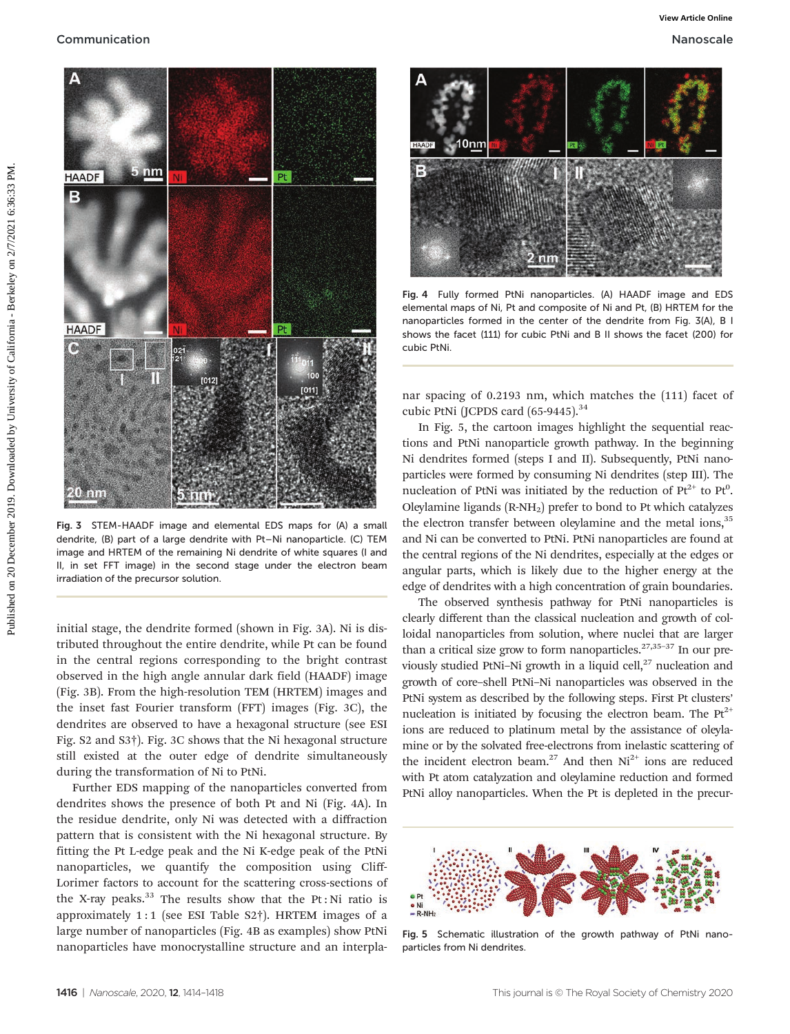Fig. 3 STEM-HAADF image and elemental EDS maps for (A) a small dendrite, (B) part of a large dendrite with Pt–Ni nanoparticle. (C) TEM image and HRTEM of the remaining Ni dendrite of white squares (I and II, in set FFT image) in the second stage under the electron beam irradiation of the precursor solution.

initial stage, the dendrite formed (shown in Fig. 3A). Ni is distributed throughout the entire dendrite, while Pt can be found in the central regions corresponding to the bright contrast observed in the high angle annular dark field (HAADF) image (Fig. 3B). From the high-resolution TEM (HRTEM) images and the inset fast Fourier transform (FFT) images (Fig. 3C), the dendrites are observed to have a hexagonal structure (see ESI Fig. S2 and S3†). Fig. 3C shows that the Ni hexagonal structure still existed at the outer edge of dendrite simultaneously during the transformation of Ni to PtNi.

Further EDS mapping of the nanoparticles converted from dendrites shows the presence of both Pt and Ni (Fig. 4A). In the residue dendrite, only Ni was detected with a diffraction pattern that is consistent with the Ni hexagonal structure. By fitting the Pt L-edge peak and the Ni K-edge peak of the PtNi nanoparticles, we quantify the composition using Cliff-Lorimer factors to account for the scattering cross-sections of the X-ray peaks.[33] The results show that the Pt : Ni ratio is approximately 1 : 1 (see ESI Table S2†). HRTEM images of a large number of nanoparticles (Fig. 4B as examples) show PtNi nanoparticles have monocrystalline structure and an interplanar spacing of 0.2193 nm, which matches the (111) facet of cubic PtNi (JCPDS card (65-9445).[34]

Fig. 4 Fully formed PtNi nanoparticles. (A) HAADF image and EDS elemental maps of Ni, Pt and composite of Ni and Pt, (B) HRTEM for the nanoparticles formed in the center of the dendrite from Fig. 3(A), B I shows the facet (111) for cubic PtNi and B II shows the facet (200) for cubic PtNi.

In Fig. 5, the cartoon images highlight the sequential reactions and PtNi nanoparticle growth pathway. In the beginning Ni dendrites formed (steps I and II). Subsequently, PtNi nanoparticles were formed by consuming Ni dendrites (step III). The nucleation of PtNi was initiated by the reduction of $Pt^{2+}$ to $Pt^{0}$. Oleylamine ligands ($R\text{-}NH_2$) prefer to bond to Pt which catalyzes the electron transfer between oleylamine and the metal ions,[35] and Ni can be converted to PtNi. PtNi nanoparticles are found at the central regions of the Ni dendrites, especially at the edges or angular parts, which is likely due to the higher energy at the edge of dendrites with a high concentration of grain boundaries.

The observed synthesis pathway for PtNi nanoparticles is clearly different than the classical nucleation and growth of colloidal nanoparticles from solution, where nuclei that are larger than a critical size grow to form nanoparticles.[27,35–37] In our previously studied PtNi–Ni growth in a liquid cell,[27] nucleation and growth of core–shell PtNi–Ni nanoparticles was observed in the PtNi system as described by the following steps. First Pt clusters' nucleation is initiated by focusing the electron beam. The $Pt^{2+}$ ions are reduced to platinum metal by the assistance of oleylamine or by the solvated free-electrons from inelastic scattering of the incident electron beam.[27] And then $Ni^{2+}$ ions are reduced with Pt atom catalyzation and oleylamine reduction and formed PtNi alloy nanoparticles. When the Pt is depleted in the precur-

Fig. 5 Schematic illustration of the growth pathway of PtNi nanoparticles from Ni dendrites.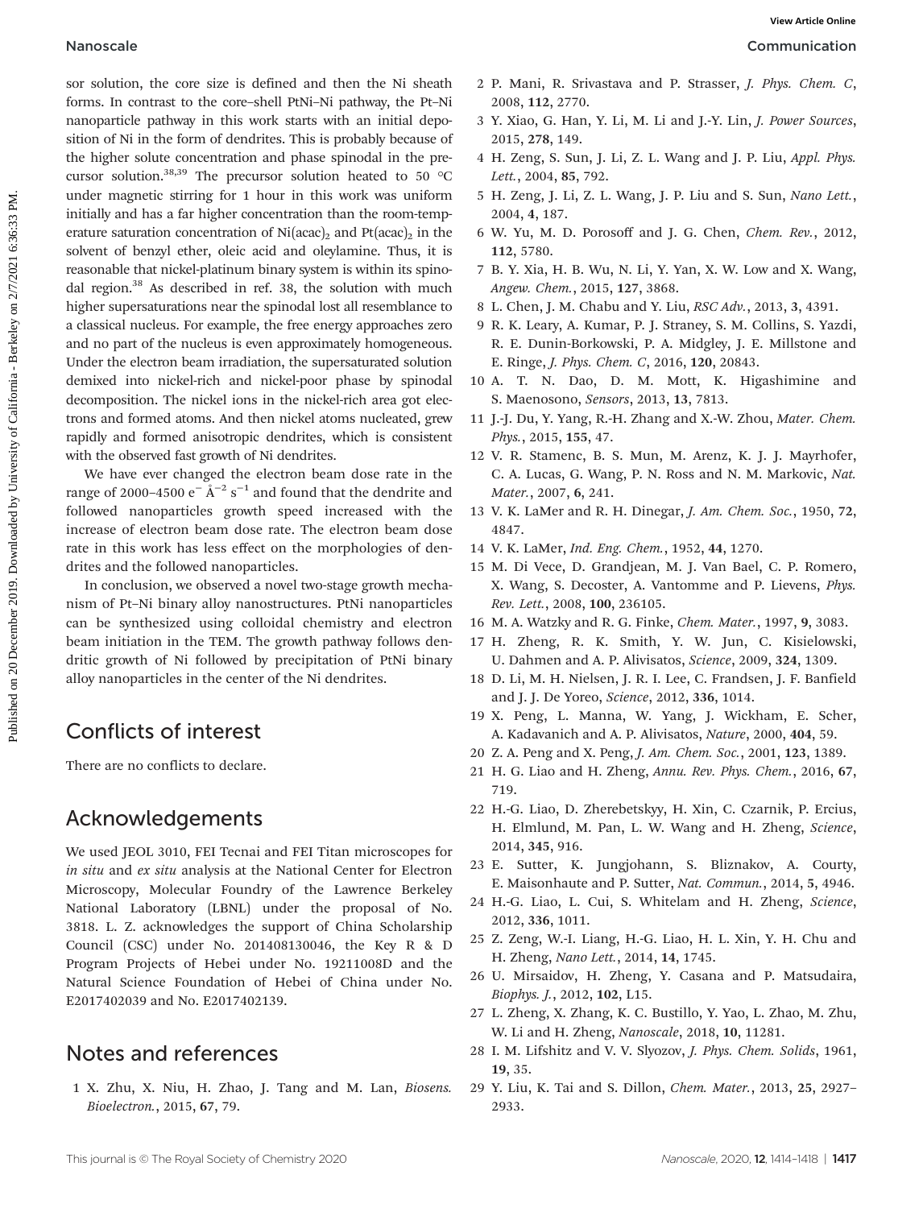sor solution, the core size is defined and then the Ni sheath forms. In contrast to the core–shell PtNi–Ni pathway, the Pt–Ni nanoparticle pathway in this work starts with an initial deposition of Ni in the form of dendrites. This is probably because of the higher solute concentration and phase spinodal in the precursor solution.[38,39] The precursor solution heated to 50 °C under magnetic stirring for 1 hour in this work was uniform initially and has a far higher concentration than the room-temperature saturation concentration of $Ni(acac)_2$ and $Pt(acac)_2$ in the solvent of benzyl ether, oleic acid and oleylamine. Thus, it is reasonable that nickel-platinum binary system is within its spinodal region.[38] As described in ref. 38, the solution with much higher supersaturations near the spinodal lost all resemblance to a classical nucleus. For example, the free energy approaches zero and no part of the nucleus is even approximately homogeneous. Under the electron beam irradiation, the supersaturated solution demixed into nickel-rich and nickel-poor phase by spinodal decomposition. The nickel ions in the nickel-rich area got electrons and formed atoms. And then nickel atoms nucleated, grew rapidly and formed anisotropic dendrites, which is consistent with the observed fast growth of Ni dendrites.

We have ever changed the electron beam dose rate in the range of 2000–4500 $e^- Å^{-2} s^{-1}$ and found that the dendrite and followed nanoparticles growth speed increased with the increase of electron beam dose rate. The electron beam dose rate in this work has less effect on the morphologies of dendrites and the followed nanoparticles.

In conclusion, we observed a novel two-stage growth mechanism of Pt–Ni binary alloy nanostructures. PtNi nanoparticles can be synthesized using colloidal chemistry and electron beam initiation in the TEM. The growth pathway follows dendritic growth of Ni followed by precipitation of PtNi binary alloy nanoparticles in the center of the Ni dendrites.

## Conflicts of interest

There are no conflicts to declare.

## Acknowledgements

We used JEOL 3010, FEI Tecnai and FEI Titan microscopes for *in situ* and *ex situ* analysis at the National Center for Electron Microscopy, Molecular Foundry of the Lawrence Berkeley National Laboratory (LBNL) under the proposal of No. 3818. L. Z. acknowledges the support of China Scholarship Council (CSC) under No. 201408130046, the Key R & D Program Projects of Hebei under No. 19211008D and the Natural Science Foundation of Hebei of China under No. E2017402039 and No. E2017402139.

## Notes and references

1 X. Zhu, X. Niu, H. Zhao, J. Tang and M. Lan, *Biosens. Bioelectron.*, 2015, **67**, 79.

2 P. Mani, R. Srivastava and P. Strasser, *J. Phys. Chem. C*, 2008, **112**, 2770.

3 Y. Xiao, G. Han, Y. Li, M. Li and J.-Y. Lin, *J. Power Sources*, 2015, **278**, 149.

4 H. Zeng, S. Sun, J. Li, Z. L. Wang and J. P. Liu, *Appl. Phys. Lett.*, 2004, **85**, 792.

5 H. Zeng, J. Li, Z. L. Wang, J. P. Liu and S. Sun, *Nano Lett.*, 2004, **4**, 187.

6 W. Yu, M. D. Porosoff and J. G. Chen, *Chem. Rev.*, 2012, **112**, 5780.

7 B. Y. Xia, H. B. Wu, N. Li, Y. Yan, X. W. Low and X. Wang, *Angew. Chem.*, 2015, **127**, 3868.

8 L. Chen, J. M. Chabu and Y. Liu, *RSC Adv.*, 2013, **3**, 4391.

9 R. K. Leary, A. Kumar, P. J. Straney, S. M. Collins, S. Yazdi, R. E. Dunin-Borkowski, P. A. Midgley, J. E. Millstone and E. Ringe, *J. Phys. Chem. C*, 2016, **120**, 20843.

10 A. T. N. Dao, D. M. Mott, K. Higashimine and S. Maenosono, *Sensors*, 2013, **13**, 7813.

11 J.-J. Du, Y. Yang, R.-H. Zhang and X.-W. Zhou, *Mater. Chem. Phys.*, 2015, **155**, 47.

12 V. R. Stamenc, B. S. Mun, M. Arenz, K. J. J. Mayrhofer, C. A. Lucas, G. Wang, P. N. Ross and N. M. Markovic, *Nat. Mater.*, 2007, **6**, 241.

13 V. K. LaMer and R. H. Dinegar, *J. Am. Chem. Soc.*, 1950, **72**, 4847.

14 V. K. LaMer, *Ind. Eng. Chem.*, 1952, **44**, 1270.

15 M. Di Vece, D. Grandjean, M. J. Van Bael, C. P. Romero, X. Wang, S. Decoster, A. Vantomme and P. Lievens, *Phys. Rev. Lett.*, 2008, **100**, 236105.

16 M. A. Watzky and R. G. Finke, *Chem. Mater.*, 1997, **9**, 3083.

17 H. Zheng, R. K. Smith, Y. W. Jun, C. Kisielowski, U. Dahmen and A. P. Alivisatos, *Science*, 2009, **324**, 1309.

18 D. Li, M. H. Nielsen, J. R. I. Lee, C. Frandsen, J. F. Banfield and J. J. De Yoreo, *Science*, 2012, **336**, 1014.

19 X. Peng, L. Manna, W. Yang, J. Wickham, E. Scher, A. Kadavanich and A. P. Alivisatos, *Nature*, 2000, **404**, 59.

20 Z. A. Peng and X. Peng, *J. Am. Chem. Soc.*, 2001, **123**, 1389.

21 H. G. Liao and H. Zheng, *Annu. Rev. Phys. Chem.*, 2016, **67**, 719.

22 H.-G. Liao, D. Zherebetskyy, H. Xin, C. Czarnik, P. Ercius, H. Elmlund, M. Pan, L. W. Wang and H. Zheng, *Science*, 2014, **345**, 916.

23 E. Sutter, K. Jungjohann, S. Bliznakov, A. Courty, E. Maisonhaute and P. Sutter, *Nat. Commun.*, 2014, **5**, 4946.

24 H.-G. Liao, L. Cui, S. Whitelam and H. Zheng, *Science*, 2012, **336**, 1011.

25 Z. Zeng, W.-I. Liang, H.-G. Liao, H. L. Xin, Y. H. Chu and H. Zheng, *Nano Lett.*, 2014, **14**, 1745.

26 U. Mirsaidov, H. Zheng, Y. Casana and P. Matsudaira, *Biophys. J.*, 2012, **102**, L15.

27 L. Zheng, X. Zhang, K. C. Bustillo, Y. Yao, L. Zhao, M. Zhu, W. Li and H. Zheng, *Nanoscale*, 2018, **10**, 11281.

28 I. M. Lifshitz and V. V. Slyozov, *J. Phys. Chem. Solids*, 1961, **19**, 35.

29 Y. Liu, K. Tai and S. Dillon, *Chem. Mater.*, 2013, **25**, 2927–2933.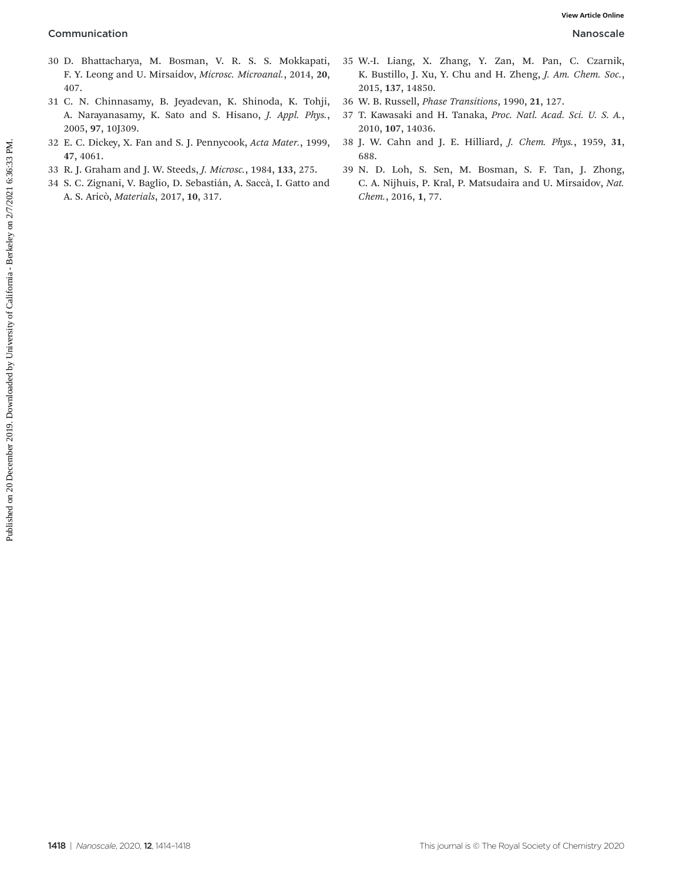30 D. Bhattacharya, M. Bosman, V. R. S. S. Mokkapati, F. Y. Leong and U. Mirsaidov, *Microsc. Microanal.*, 2014, **20**, 407.

31 C. N. Chinnasamy, B. Jeyadevan, K. Shinoda, K. Tohji, A. Narayanasamy, K. Sato and S. Hisano, *J. Appl. Phys.*, 2005, **97**, 10J309.

32 E. C. Dickey, X. Fan and S. J. Pennycook, *Acta Mater.*, 1999, **47**, 4061.

33 R. J. Graham and J. W. Steeds, *J. Microsc.*, 1984, **133**, 275.

34 S. C. Zignani, V. Baglio, D. Sebastián, A. Saccà, I. Gatto and A. S. Aricò, *Materials*, 2017, **10**, 317.

35 W.-I. Liang, X. Zhang, Y. Zan, M. Pan, C. Czarnik, K. Bustillo, J. Xu, Y. Chu and H. Zheng, *J. Am. Chem. Soc.*, 2015, **137**, 14850.

36 W. B. Russell, *Phase Transitions*, 1990, **21**, 127.

37 T. Kawasaki and H. Tanaka, *Proc. Natl. Acad. Sci. U. S. A.*, 2010, **107**, 14036.

38 J. W. Cahn and J. E. Hilliard, *J. Chem. Phys.*, 1959, **31**, 688.

39 N. D. Loh, S. Sen, M. Bosman, S. F. Tan, J. Zhong, C. A. Nijhuis, P. Kral, P. Matsudaira and U. Mirsaidov, *Nat. Chem.*, 2016, **1**, 77.